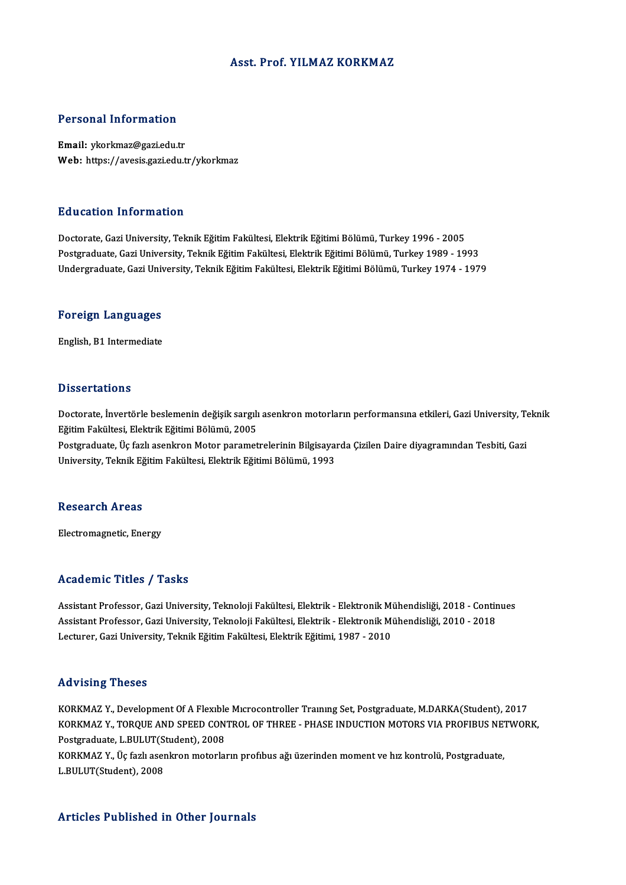# Asst. Prof. YILMAZ KORKMAZ

## Personal Information

**Email:** ykorkmaz@gazi.edu.tr
**Web:** https://avesis.gazi.edu.tr/ykorkmaz

## Education Information

Doctorate, Gazi University, Teknik Eğitim Fakültesi, Elektrik Eğitimi Bölümü, Turkey 1996 - 2005
Postgraduate, Gazi University, Teknik Eğitim Fakültesi, Elektrik Eğitimi Bölümü, Turkey 1989 - 1993
Undergraduate, Gazi University, Teknik Eğitim Fakültesi, Elektrik Eğitimi Bölümü, Turkey 1974 - 1979

## Foreign Languages

English, B1 Intermediate

## Dissertations

Doctorate, İnvertörle beslemenin değişik sargılı asenkron motorların performansına etkileri, Gazi University, Teknik Eğitim Fakültesi, Elektrik Eğitimi Bölümü, 2005
Postgraduate, Üç fazlı asenkron Motor parametrelerinin Bilgisayarda Çizilen Daire diyagramından Tesbiti, Gazi University, Teknik Eğitim Fakültesi, Elektrik Eğitimi Bölümü, 1993

## Research Areas

Electromagnetic, Energy

## Academic Titles / Tasks

Assistant Professor, Gazi University, Teknoloji Fakültesi, Elektrik - Elektronik Mühendisliği, 2018 - Continues
Assistant Professor, Gazi University, Teknoloji Fakültesi, Elektrik - Elektronik Mühendisliği, 2010 - 2018
Lecturer, Gazi University, Teknik Eğitim Fakültesi, Elektrik Eğitimi, 1987 - 2010

## Advising Theses

KORKMAZ Y., Development Of A Flexıble Mıcrocontroller Traınıng Set, Postgraduate, M.DARKA(Student), 2017
KORKMAZ Y., TORQUE AND SPEED CONTROL OF THREE - PHASE INDUCTION MOTORS VIA PROFIBUS NETWORK, Postgraduate, L.BULUT(Student), 2008
KORKMAZ Y., Üç fazlı asenkron motorların profibus ağı üzerinden moment ve hız kontrolü, Postgraduate, L.BULUT(Student), 2008

## Articles Published in Other Journals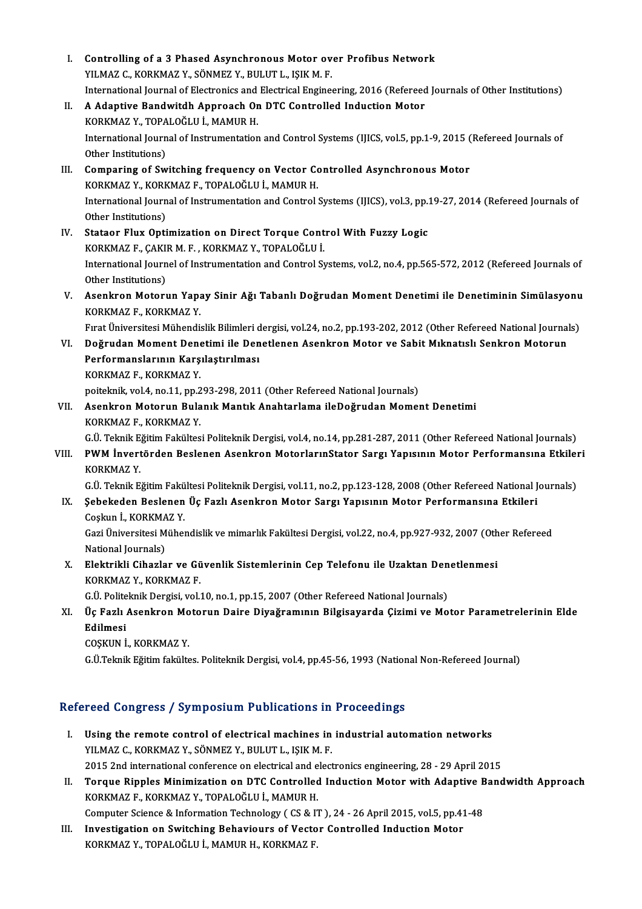I. **Controlling of a 3 Phased Asynchronous Motor over Profibus Network**
   YILMAZ C., KORKMAZ Y., SÖNMEZ Y., BULUT L., IŞIK M. F.
   International Journal of Electronics and Electrical Engineering, 2016 (Refereed Journals of Other Institutions)
II. **A Adaptive Bandwitdh Approach On DTC Controlled Induction Motor**
   KORKMAZ Y., TOPALOĞLU İ., MAMUR H.
   International Journal of Instrumentation and Control Systems (IJICS, vol.5, pp.1-9, 2015 (Refereed Journals of Other Institutions)
III. **Comparing of Switching frequency on Vector Controlled Asynchronous Motor**
   KORKMAZ Y., KORKMAZ F., TOPALOĞLU İ., MAMUR H.
   International Journal of Instrumentation and Control Systems (IJICS), vol.3, pp.19-27, 2014 (Refereed Journals of Other Institutions)
IV. **Stataor Flux Optimization on Direct Torque Control With Fuzzy Logic**
   KORKMAZ F., ÇAKIR M. F. , KORKMAZ Y., TOPALOĞLU İ.
   International Journel of Instrumentation and Control Systems, vol.2, no.4, pp.565-572, 2012 (Refereed Journals of Other Institutions)
V. **Asenkron Motorun Yapay Sinir Ağı Tabanlı Doğrudan Moment Denetimi ile Denetiminin Simülasyonu**
   KORKMAZ F., KORKMAZ Y.
   Fırat Üniversitesi Mühendislik Bilimleri dergisi, vol.24, no.2, pp.193-202, 2012 (Other Refereed National Journals)
VI. **Doğrudan Moment Denetimi ile Denetlenen Asenkron Motor ve Sabit Mıknatıslı Senkron Motorun Performanslarının Karşılaştırılması**
   KORKMAZ F., KORKMAZ Y.
   poiteknik, vol.4, no.11, pp.293-298, 2011 (Other Refereed National Journals)
VII. **Asenkron Motorun Bulanık Mantık Anahtarlama ileDoğrudan Moment Denetimi**
   KORKMAZ F., KORKMAZ Y.
   G.Ü. Teknik Eğitim Fakültesi Politeknik Dergisi, vol.4, no.14, pp.281-287, 2011 (Other Refereed National Journals)
VIII. **PWM İnvertörden Beslenen Asenkron MotorlarınStator Sargı Yapısının Motor Performansına Etkileri**
   KORKMAZ Y.
   G.Ü. Teknik Eğitim Fakültesi Politeknik Dergisi, vol.11, no.2, pp.123-128, 2008 (Other Refereed National Journals)
IX. **Şebekeden Beslenen Üç Fazlı Asenkron Motor Sargı Yapısının Motor Performansına Etkileri**
   Coşkun İ., KORKMAZ Y.
   Gazi Üniversitesi Mühendislik ve mimarlık Fakültesi Dergisi, vol.22, no.4, pp.927-932, 2007 (Other Refereed National Journals)
X. **Elektrikli Cihazlar ve Güvenlik Sistemlerinin Cep Telefonu ile Uzaktan Denetlenmesi**
   KORKMAZ Y., KORKMAZ F.
   G.Ü. Politeknik Dergisi, vol.10, no.1, pp.15, 2007 (Other Refereed National Journals)
XI. **Üç Fazlı Asenkron Motorun Daire Diyağramının Bilgisayarda Çizimi ve Motor Parametrelerinin Elde Edilmesi**
   COŞKUN İ., KORKMAZ Y.
   G.Ü.Teknik Eğitim fakültes. Politeknik Dergisi, vol.4, pp.45-56, 1993 (National Non-Refereed Journal)

## Refereed Congress / Symposium Publications in Proceedings

I. **Using the remote control of electrical machines in industrial automation networks**
   YILMAZ C., KORKMAZ Y., SÖNMEZ Y., BULUT L., IŞIK M. F.
   2015 2nd international conference on electrical and electronics engineering, 28 - 29 April 2015
II. **Torque Ripples Minimization on DTC Controlled Induction Motor with Adaptive Bandwidth Approach**
   KORKMAZ F., KORKMAZ Y., TOPALOĞLU İ., MAMUR H.
   Computer Science & Information Technology ( CS & IT ), 24 - 26 April 2015, vol.5, pp.41-48
III. **Investigation on Switching Behaviours of Vector Controlled Induction Motor**
   KORKMAZ Y., TOPALOĞLU İ., MAMUR H., KORKMAZ F.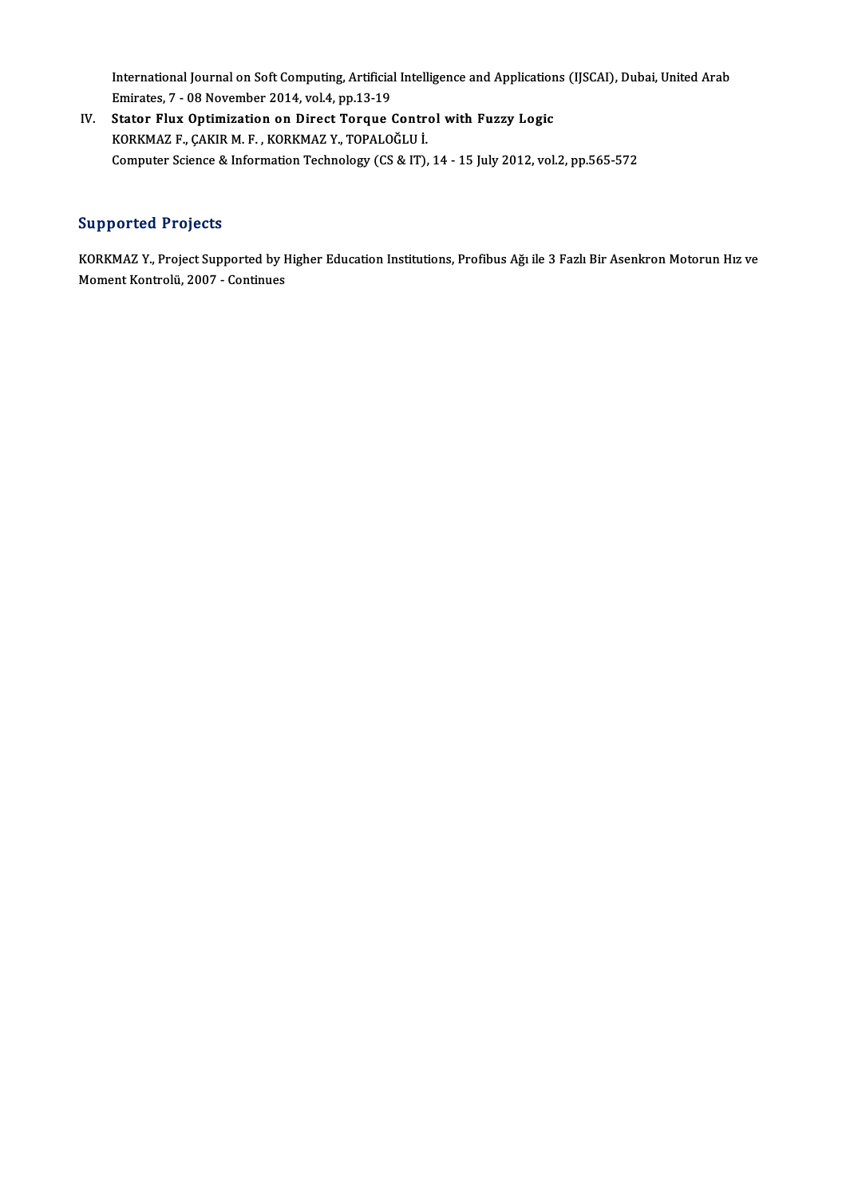International Journal on Soft Computing, Artificial Intelligence and Applications (IJSCAI), Dubai, United Arab Emirates, 7 - 08 November 2014, vol.4, pp.13-19

IV. **Stator Flux Optimization on Direct Torque Control with Fuzzy Logic**
KORKMAZ F., ÇAKIR M. F. , KORKMAZ Y., TOPALOĞLU İ.
Computer Science & Information Technology (CS & IT), 14 - 15 July 2012, vol.2, pp.565-572

## Supported Projects

KORKMAZ Y., Project Supported by Higher Education Institutions, Profibus Ağı ile 3 Fazlı Bir Asenkron Motorun Hız ve Moment Kontrolü, 2007 - Continues